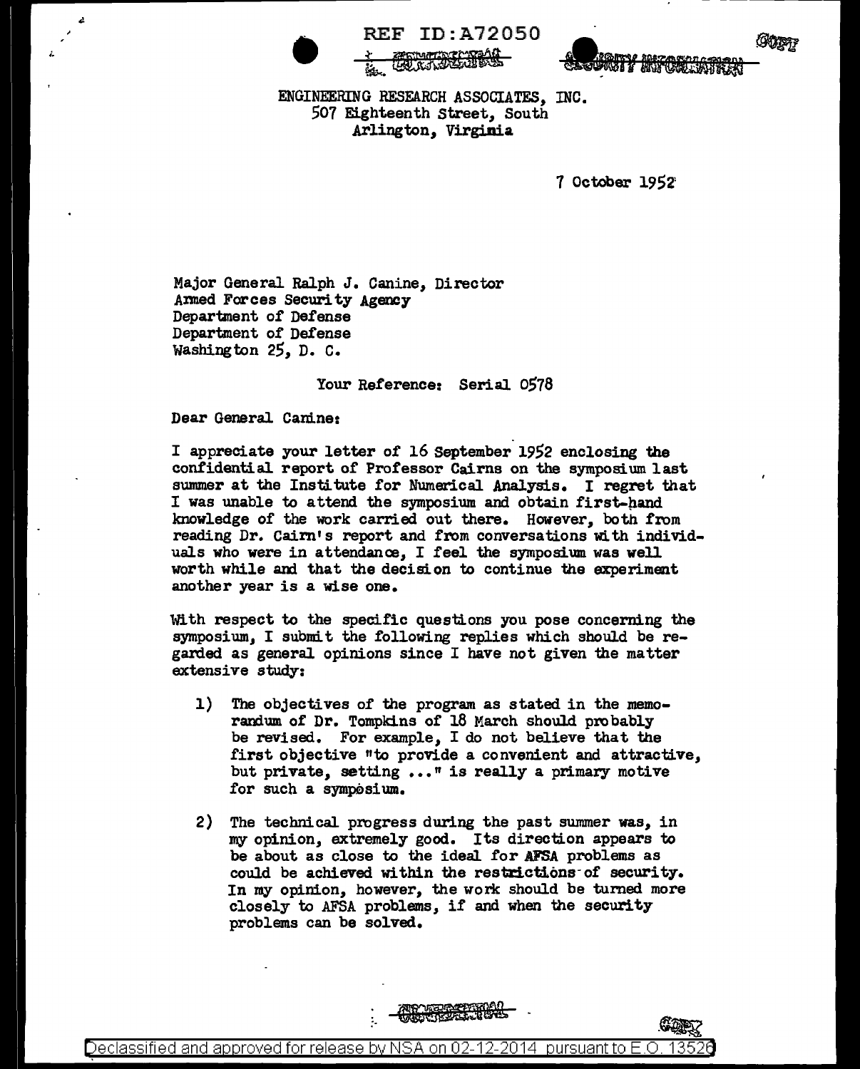ENGINEERING RESEARCH ASSOCIATES, INC.
507 Eighteenth Street, South
Arlington, Virginia

7 October 1952

Major General Ralph J. Canine, Director
Armed Forces Security Agency
Department of Defense
Department of Defense
Washington 25, D. C.

Your Reference: Serial 0578

Dear General Canine:

I appreciate your letter of 16 September 1952 enclosing the confidential report of Professor Cairns on the symposium last summer at the Institute for Numerical Analysis. I regret that I was unable to attend the symposium and obtain first-hand knowledge of the work carried out there. However, both from reading Dr. Cairn's report and from conversations with individuals who were in attendance, I feel the symposium was well worth while and that the decision to continue the experiment another year is a wise one.

With respect to the specific questions you pose concerning the symposium, I submit the following replies which should be regarded as general opinions since I have not given the matter extensive study:

1) The objectives of the program as stated in the memorandum of Dr. Tompkins of 18 March should probably be revised. For example, I do not believe that the first objective "to provide a convenient and attractive, but private, setting ..." is really a primary motive for such a symposium.

2) The technical progress during the past summer was, in my opinion, extremely good. Its direction appears to be about as close to the ideal for AFSA problems as could be achieved within the restrictions of security. In my opinion, however, the work should be turned more closely to AFSA problems, if and when the security problems can be solved.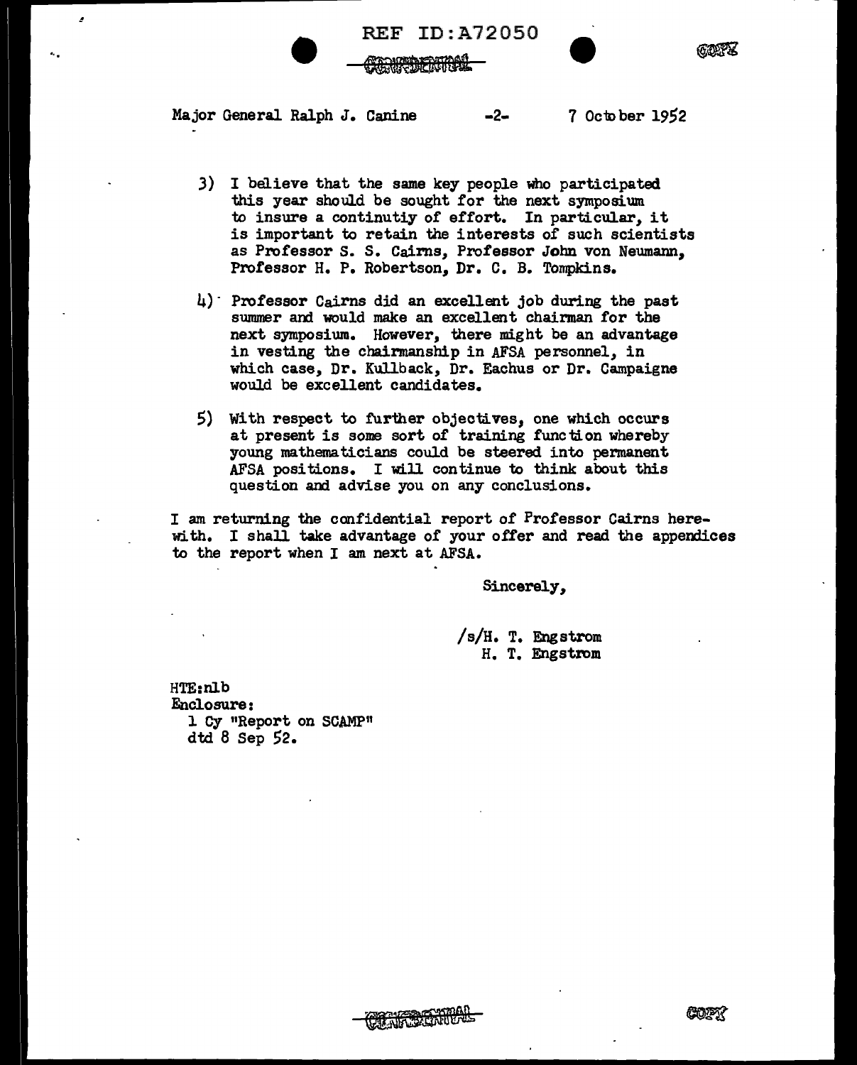Major General Ralph J. Canine -2- 7 October 1952

3) I believe that the same key people who participated this year should be sought for the next symposium to insure a continutiy of effort. In particular, it is important to retain the interests of such scientists as Professor S. S. Cairns, Professor John von Neumann, Professor H. P. Robertson, Dr. C. B. Tompkins.

4) Professor Cairns did an excellent job during the past summer and would make an excellent chairman for the next symposium. However, there might be an advantage in vesting the chairmanship in AFSA personnel, in which case, Dr. Kullback, Dr. Eachus or Dr. Campaigne would be excellent candidates.

5) With respect to further objectives, one which occurs at present is some sort of training function whereby young mathematicians could be steered into permanent AFSA positions. I will continue to think about this question and advise you on any conclusions.

I am returning the confidential report of Professor Cairns herewith. I shall take advantage of your offer and read the appendices to the report when I am next at AFSA.

Sincerely,

/s/H. T. Engstrom
H. T. Engstrom

HTE:nlb
Enclosure:
1 Cy "Report on SCAMP"
dtd 8 Sep 52.